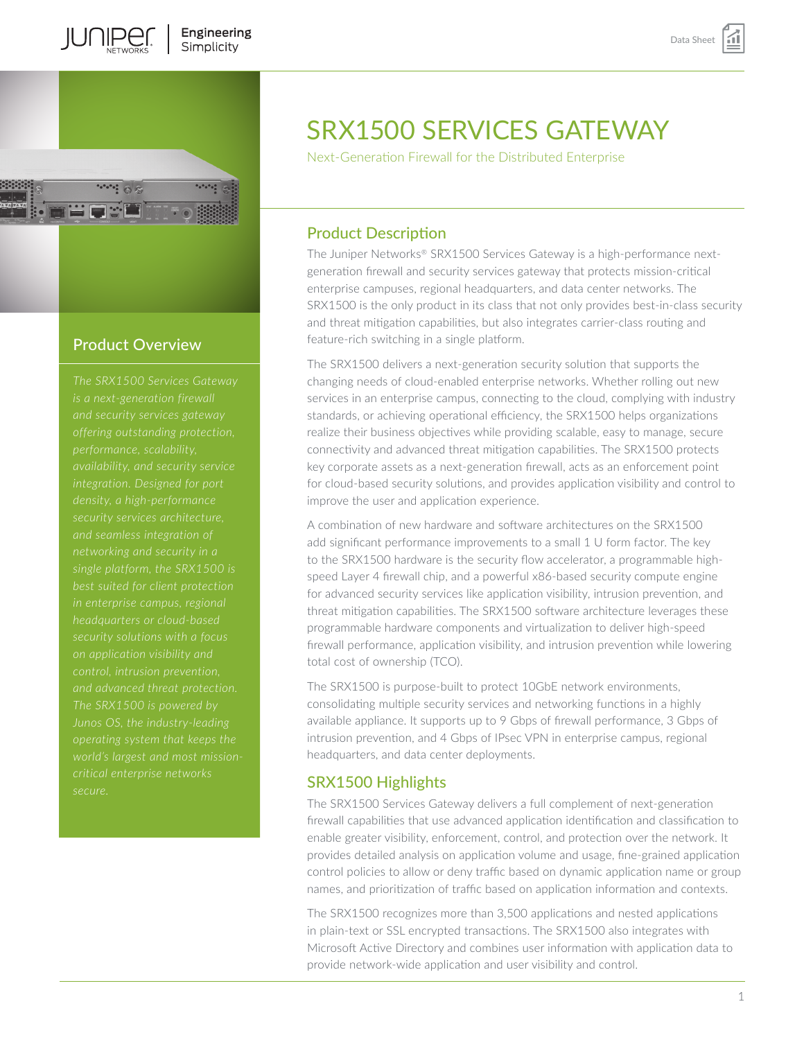# SRX1500 SERVICES GATEWAY

Next-Generation Firewall for the Distributed Enterprise

## Product Overview

*The SRX1500 Services Gateway is a next-generation firewall and security services gateway offering outstanding protection, performance, scalability, availability, and security service integration. Designed for port density, a high-performance security services architecture, and seamless integration of networking and security in a single platform, the SRX1500 is best suited for client protection in enterprise campus, regional headquarters or cloud-based security solutions with a focus on application visibility and control, intrusion prevention, and advanced threat protection. The SRX1500 is powered by Junos OS, the industry-leading operating system that keeps the world's largest and most mission-critical enterprise networks secure.*

## Product Description

The Juniper Networks® SRX1500 Services Gateway is a high-performance next-generation firewall and security services gateway that protects mission-critical enterprise campuses, regional headquarters, and data center networks. The SRX1500 is the only product in its class that not only provides best-in-class security and threat mitigation capabilities, but also integrates carrier-class routing and feature-rich switching in a single platform.

The SRX1500 delivers a next-generation security solution that supports the changing needs of cloud-enabled enterprise networks. Whether rolling out new services in an enterprise campus, connecting to the cloud, complying with industry standards, or achieving operational efficiency, the SRX1500 helps organizations realize their business objectives while providing scalable, easy to manage, secure connectivity and advanced threat mitigation capabilities. The SRX1500 protects key corporate assets as a next-generation firewall, acts as an enforcement point for cloud-based security solutions, and provides application visibility and control to improve the user and application experience.

A combination of new hardware and software architectures on the SRX1500 add significant performance improvements to a small 1 U form factor. The key to the SRX1500 hardware is the security flow accelerator, a programmable high-speed Layer 4 firewall chip, and a powerful x86-based security compute engine for advanced security services like application visibility, intrusion prevention, and threat mitigation capabilities. The SRX1500 software architecture leverages these programmable hardware components and virtualization to deliver high-speed firewall performance, application visibility, and intrusion prevention while lowering total cost of ownership (TCO).

The SRX1500 is purpose-built to protect 10GbE network environments, consolidating multiple security services and networking functions in a highly available appliance. It supports up to 9 Gbps of firewall performance, 3 Gbps of intrusion prevention, and 4 Gbps of IPsec VPN in enterprise campus, regional headquarters, and data center deployments.

## SRX1500 Highlights

The SRX1500 Services Gateway delivers a full complement of next-generation firewall capabilities that use advanced application identification and classification to enable greater visibility, enforcement, control, and protection over the network. It provides detailed analysis on application volume and usage, fine-grained application control policies to allow or deny traffic based on dynamic application name or group names, and prioritization of traffic based on application information and contexts.

The SRX1500 recognizes more than 3,500 applications and nested applications in plain-text or SSL encrypted transactions. The SRX1500 also integrates with Microsoft Active Directory and combines user information with application data to provide network-wide application and user visibility and control.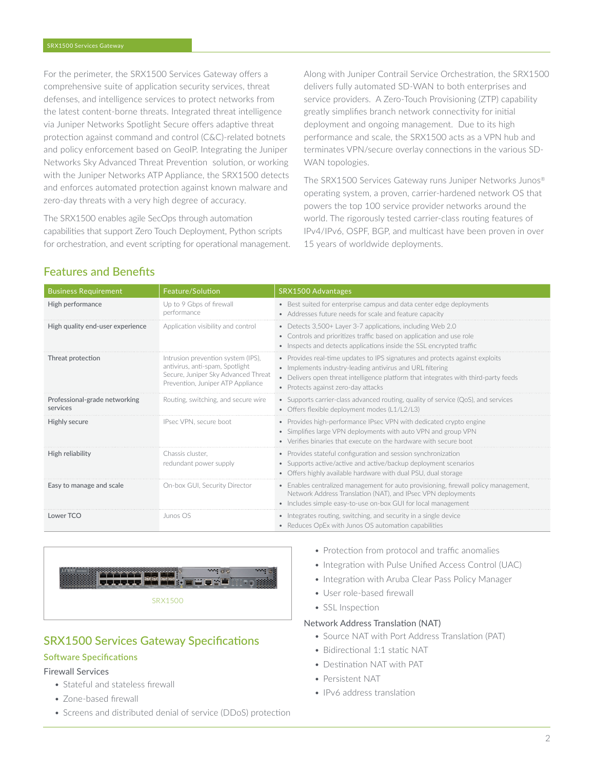For the perimeter, the SRX1500 Services Gateway offers a comprehensive suite of application security services, threat defenses, and intelligence services to protect networks from the latest content-borne threats. Integrated threat intelligence via Juniper Networks Spotlight Secure offers adaptive threat protection against command and control (C&C)-related botnets and policy enforcement based on GeoIP. Integrating the Juniper Networks Sky Advanced Threat Prevention solution, or working with the Juniper Networks ATP Appliance, the SRX1500 detects and enforces automated protection against known malware and zero-day threats with a very high degree of accuracy.

The SRX1500 enables agile SecOps through automation capabilities that support Zero Touch Deployment, Python scripts for orchestration, and event scripting for operational management.

Along with Juniper Contrail Service Orchestration, the SRX1500 delivers fully automated SD-WAN to both enterprises and service providers. A Zero-Touch Provisioning (ZTP) capability greatly simplifies branch network connectivity for initial deployment and ongoing management. Due to its high performance and scale, the SRX1500 acts as a VPN hub and terminates VPN/secure overlay connections in the various SD-WAN topologies.

The SRX1500 Services Gateway runs Juniper Networks Junos® operating system, a proven, carrier-hardened network OS that powers the top 100 service provider networks around the world. The rigorously tested carrier-class routing features of IPv4/IPv6, OSPF, BGP, and multicast have been proven in over 15 years of worldwide deployments.

## Features and Benefits

| Business Requirement | Feature/Solution | SRX1500 Advantages |
|---|---|---|
| High performance | Up to 9 Gbps of firewall performance | • Best suited for enterprise campus and data center edge deployments<br>• Addresses future needs for scale and feature capacity |
| High quality end-user experience | Application visibility and control | • Detects 3,500+ Layer 3-7 applications, including Web 2.0<br>• Controls and prioritizes traffic based on application and use role<br>• Inspects and detects applications inside the SSL encrypted traffic |
| Threat protection | Intrusion prevention system (IPS), antivirus, anti-spam, Spotlight Secure, Juniper Sky Advanced Threat Prevention, Juniper ATP Appliance | • Provides real-time updates to IPS signatures and protects against exploits<br>• Implements industry-leading antivirus and URL filtering<br>• Delivers open threat intelligence platform that integrates with third-party feeds<br>• Protects against zero-day attacks |
| Professional-grade networking services | Routing, switching, and secure wire | • Supports carrier-class advanced routing, quality of service (QoS), and services<br>• Offers flexible deployment modes (L1/L2/L3) |
| Highly secure | IPsec VPN, secure boot | • Provides high-performance IPsec VPN with dedicated crypto engine<br>• Simplifies large VPN deployments with auto VPN and group VPN<br>• Verifies binaries that execute on the hardware with secure boot |
| High reliability | Chassis cluster, redundant power supply | • Provides stateful configuration and session synchronization<br>• Supports active/active and active/backup deployment scenarios<br>• Offers highly available hardware with dual PSU, dual storage |
| Easy to manage and scale | On-box GUI, Security Director | • Enables centralized management for auto provisioning, firewall policy management, Network Address Translation (NAT), and IPsec VPN deployments<br>• Includes simple easy-to-use on-box GUI for local management |
| Lower TCO | Junos OS | • Integrates routing, switching, and security in a single device<br>• Reduces OpEx with Junos OS automation capabilities |

SRX1500

## SRX1500 Services Gateway Specifications

### Software Specifications

#### Firewall Services

- Stateful and stateless firewall
- Zone-based firewall
- Screens and distributed denial of service (DDoS) protection
- Protection from protocol and traffic anomalies
- Integration with Pulse Unified Access Control (UAC)
- Integration with Aruba Clear Pass Policy Manager
- User role-based firewall
- SSL Inspection

#### Network Address Translation (NAT)

- Source NAT with Port Address Translation (PAT)
- Bidirectional 1:1 static NAT
- Destination NAT with PAT
- Persistent NAT
- IPv6 address translation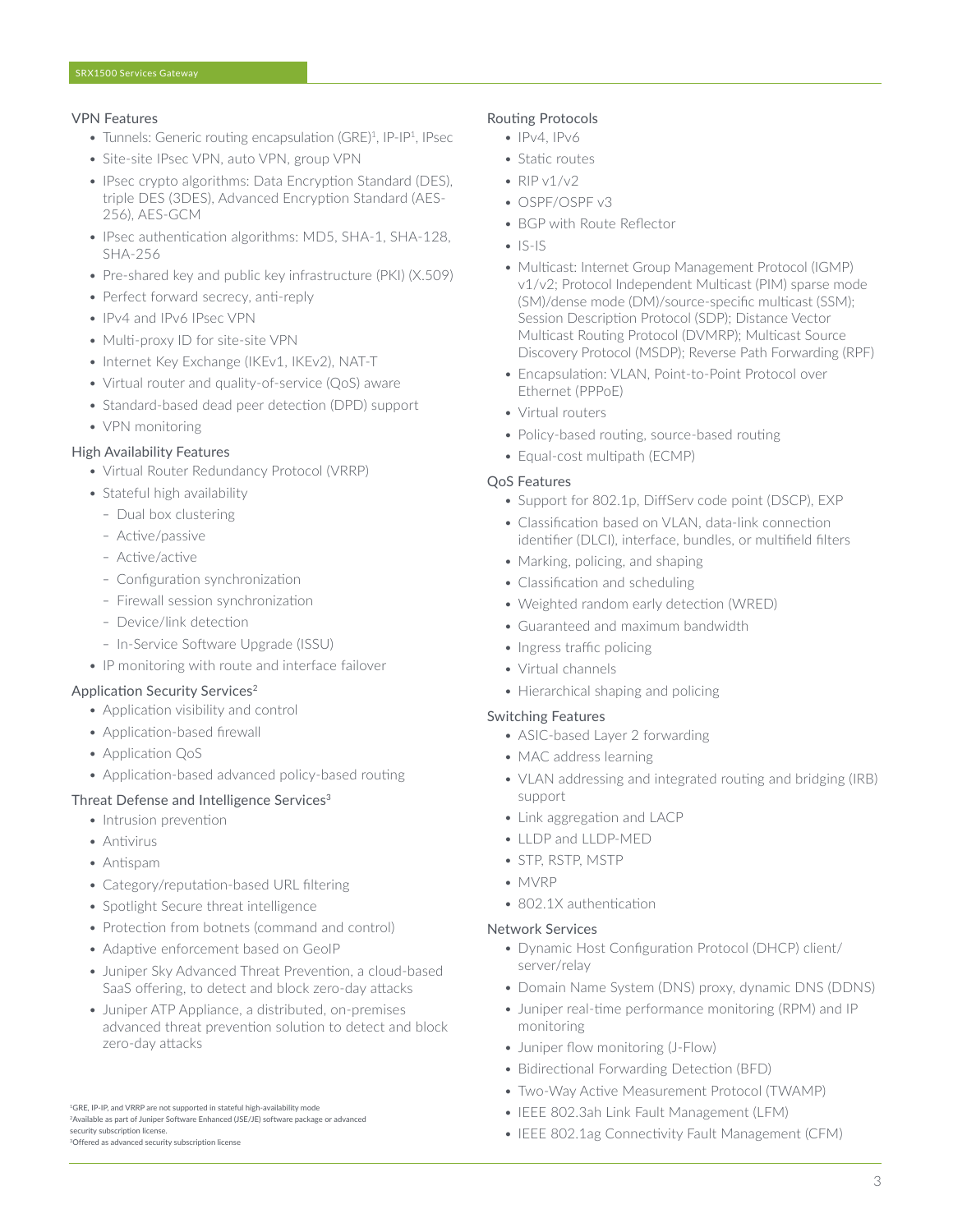## VPN Features

- Tunnels: Generic routing encapsulation (GRE)[1], IP-IP[1], IPsec
- Site-site IPsec VPN, auto VPN, group VPN
- IPsec crypto algorithms: Data Encryption Standard (DES), triple DES (3DES), Advanced Encryption Standard (AES-256), AES-GCM
- IPsec authentication algorithms: MD5, SHA-1, SHA-128, SHA-256
- Pre-shared key and public key infrastructure (PKI) (X.509)
- Perfect forward secrecy, anti-reply
- IPv4 and IPv6 IPsec VPN
- Multi-proxy ID for site-site VPN
- Internet Key Exchange (IKEv1, IKEv2), NAT-T
- Virtual router and quality-of-service (QoS) aware
- Standard-based dead peer detection (DPD) support
- VPN monitoring

## High Availability Features

- Virtual Router Redundancy Protocol (VRRP)
- Stateful high availability
  - Dual box clustering
  - Active/passive
  - Active/active
  - Configuration synchronization
  - Firewall session synchronization
  - Device/link detection
  - In-Service Software Upgrade (ISSU)
- IP monitoring with route and interface failover

## Application Security Services[2]

- Application visibility and control
- Application-based firewall
- Application QoS
- Application-based advanced policy-based routing

## Threat Defense and Intelligence Services[3]

- Intrusion prevention
- Antivirus
- Antispam
- Category/reputation-based URL filtering
- Spotlight Secure threat intelligence
- Protection from botnets (command and control)
- Adaptive enforcement based on GeoIP
- Juniper Sky Advanced Threat Prevention, a cloud-based SaaS offering, to detect and block zero-day attacks
- Juniper ATP Appliance, a distributed, on-premises advanced threat prevention solution to detect and block zero-day attacks

## Routing Protocols

- IPv4, IPv6
- Static routes
- RIP v1/v2
- OSPF/OSPF v3
- BGP with Route Reflector
- IS-IS
- Multicast: Internet Group Management Protocol (IGMP) v1/v2; Protocol Independent Multicast (PIM) sparse mode (SM)/dense mode (DM)/source-specific multicast (SSM); Session Description Protocol (SDP); Distance Vector Multicast Routing Protocol (DVMRP); Multicast Source Discovery Protocol (MSDP); Reverse Path Forwarding (RPF)
- Encapsulation: VLAN, Point-to-Point Protocol over Ethernet (PPPoE)
- Virtual routers
- Policy-based routing, source-based routing
- Equal-cost multipath (ECMP)

## QoS Features

- Support for 802.1p, DiffServ code point (DSCP), EXP
- Classification based on VLAN, data-link connection identifier (DLCI), interface, bundles, or multifield filters
- Marking, policing, and shaping
- Classification and scheduling
- Weighted random early detection (WRED)
- Guaranteed and maximum bandwidth
- Ingress traffic policing
- Virtual channels
- Hierarchical shaping and policing

## Switching Features

- ASIC-based Layer 2 forwarding
- MAC address learning
- VLAN addressing and integrated routing and bridging (IRB) support
- Link aggregation and LACP
- LLDP and LLDP-MED
- STP, RSTP, MSTP
- MVRP
- 802.1X authentication

## Network Services

- Dynamic Host Configuration Protocol (DHCP) client/server/relay
- Domain Name System (DNS) proxy, dynamic DNS (DDNS)
- Juniper real-time performance monitoring (RPM) and IP monitoring
- Juniper flow monitoring (J-Flow)
- Bidirectional Forwarding Detection (BFD)
- Two-Way Active Measurement Protocol (TWAMP)
- IEEE 802.3ah Link Fault Management (LFM)
- IEEE 802.1ag Connectivity Fault Management (CFM)

[1] GRE, IP-IP, and VRRP are not supported in stateful high-availability mode

[2] Available as part of Juniper Software Enhanced (JSE/JE) software package or advanced security subscription license.

[3] Offered as advanced security subscription license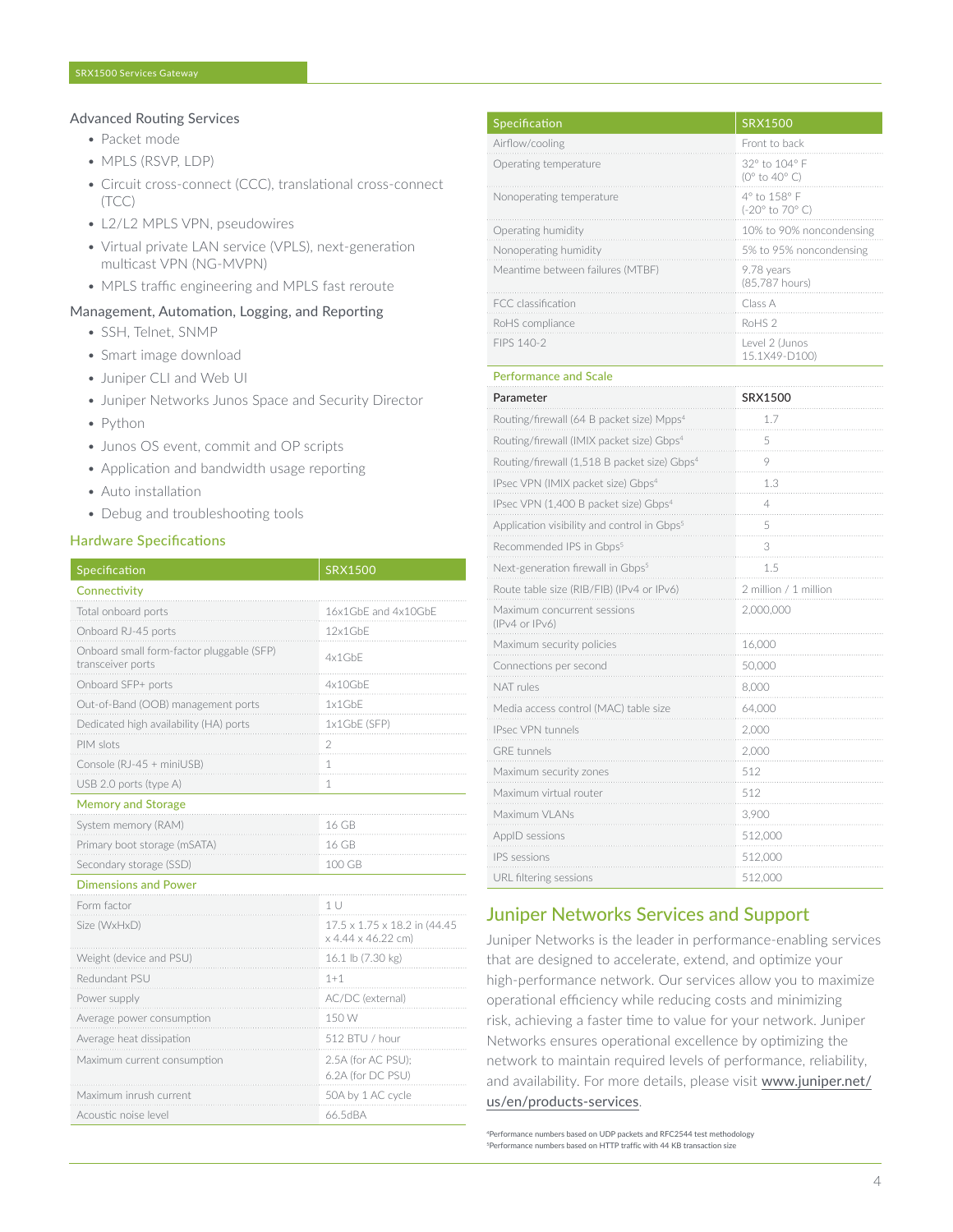### Advanced Routing Services

- Packet mode
- MPLS (RSVP, LDP)
- Circuit cross-connect (CCC), translational cross-connect (TCC)
- L2/L2 MPLS VPN, pseudowires
- Virtual private LAN service (VPLS), next-generation multicast VPN (NG-MVPN)
- MPLS traffic engineering and MPLS fast reroute

### Management, Automation, Logging, and Reporting

- SSH, Telnet, SNMP
- Smart image download
- Juniper CLI and Web UI
- Juniper Networks Junos Space and Security Director
- Python
- Junos OS event, commit and OP scripts
- Application and bandwidth usage reporting
- Auto installation
- Debug and troubleshooting tools

## Hardware Specifications

| Specification | SRX1500 |
|---|---|
| **Connectivity** | |
| Total onboard ports | 16x1GbE and 4x10GbE |
| Onboard RJ-45 ports | 12x1GbE |
| Onboard small form-factor pluggable (SFP) transceiver ports | 4x1GbE |
| Onboard SFP+ ports | 4x10GbE |
| Out-of-Band (OOB) management ports | 1x1GbE |
| Dedicated high availability (HA) ports | 1x1GbE (SFP) |
| PIM slots | 2 |
| Console (RJ-45 + miniUSB) | 1 |
| USB 2.0 ports (type A) | 1 |
| **Memory and Storage** | |
| System memory (RAM) | 16 GB |
| Primary boot storage (mSATA) | 16 GB |
| Secondary storage (SSD) | 100 GB |
| **Dimensions and Power** | |
| Form factor | 1 U |
| Size (WxHxD) | 17.5 x 1.75 x 18.2 in (44.45 x 4.44 x 46.22 cm) |
| Weight (device and PSU) | 16.1 lb (7.30 kg) |
| Redundant PSU | 1+1 |
| Power supply | AC/DC (external) |
| Average power consumption | 150 W |
| Average heat dissipation | 512 BTU / hour |
| Maximum current consumption | 2.5A (for AC PSU); 6.2A (for DC PSU) |
| Maximum inrush current | 50A by 1 AC cycle |
| Acoustic noise level | 66.5dBA |

| Specification | SRX1500 |
|---|---|
| Airflow/cooling | Front to back |
| Operating temperature | 32° to 104° F (0° to 40° C) |
| Nonoperating temperature | 4° to 158° F (-20° to 70° C) |
| Operating humidity | 10% to 90% noncondensing |
| Nonoperating humidity | 5% to 95% noncondensing |
| Meantime between failures (MTBF) | 9.78 years (85,787 hours) |
| FCC classification | Class A |
| RoHS compliance | RoHS 2 |
| FIPS 140-2 | Level 2 (Junos 15.1X49-D100) |

### Performance and Scale

| Parameter | SRX1500 |
|---|---|
| Routing/firewall (64 B packet size) Mpps[4] | 1.7 |
| Routing/firewall (IMIX packet size) Gbps[4] | 5 |
| Routing/firewall (1,518 B packet size) Gbps[4] | 9 |
| IPsec VPN (IMIX packet size) Gbps[4] | 1.3 |
| IPsec VPN (1,400 B packet size) Gbps[4] | 4 |
| Application visibility and control in Gbps[5] | 5 |
| Recommended IPS in Gbps[5] | 3 |
| Next-generation firewall in Gbps[5] | 1.5 |
| Route table size (RIB/FIB) (IPv4 or IPv6) | 2 million / 1 million |
| Maximum concurrent sessions (IPv4 or IPv6) | 2,000,000 |
| Maximum security policies | 16,000 |
| Connections per second | 50,000 |
| NAT rules | 8,000 |
| Media access control (MAC) table size | 64,000 |
| IPsec VPN tunnels | 2,000 |
| GRE tunnels | 2,000 |
| Maximum security zones | 512 |
| Maximum virtual router | 512 |
| Maximum VLANs | 3,900 |
| AppID sessions | 512,000 |
| IPS sessions | 512,000 |
| URL filtering sessions | 512,000 |

## Juniper Networks Services and Support

Juniper Networks is the leader in performance-enabling services that are designed to accelerate, extend, and optimize your high-performance network. Our services allow you to maximize operational efficiency while reducing costs and minimizing risk, achieving a faster time to value for your network. Juniper Networks ensures operational excellence by optimizing the network to maintain required levels of performance, reliability, and availability. For more details, please visit www.juniper.net/us/en/products-services.

[4]Performance numbers based on UDP packets and RFC2544 test methodology
[5]Performance numbers based on HTTP traffic with 44 KB transaction size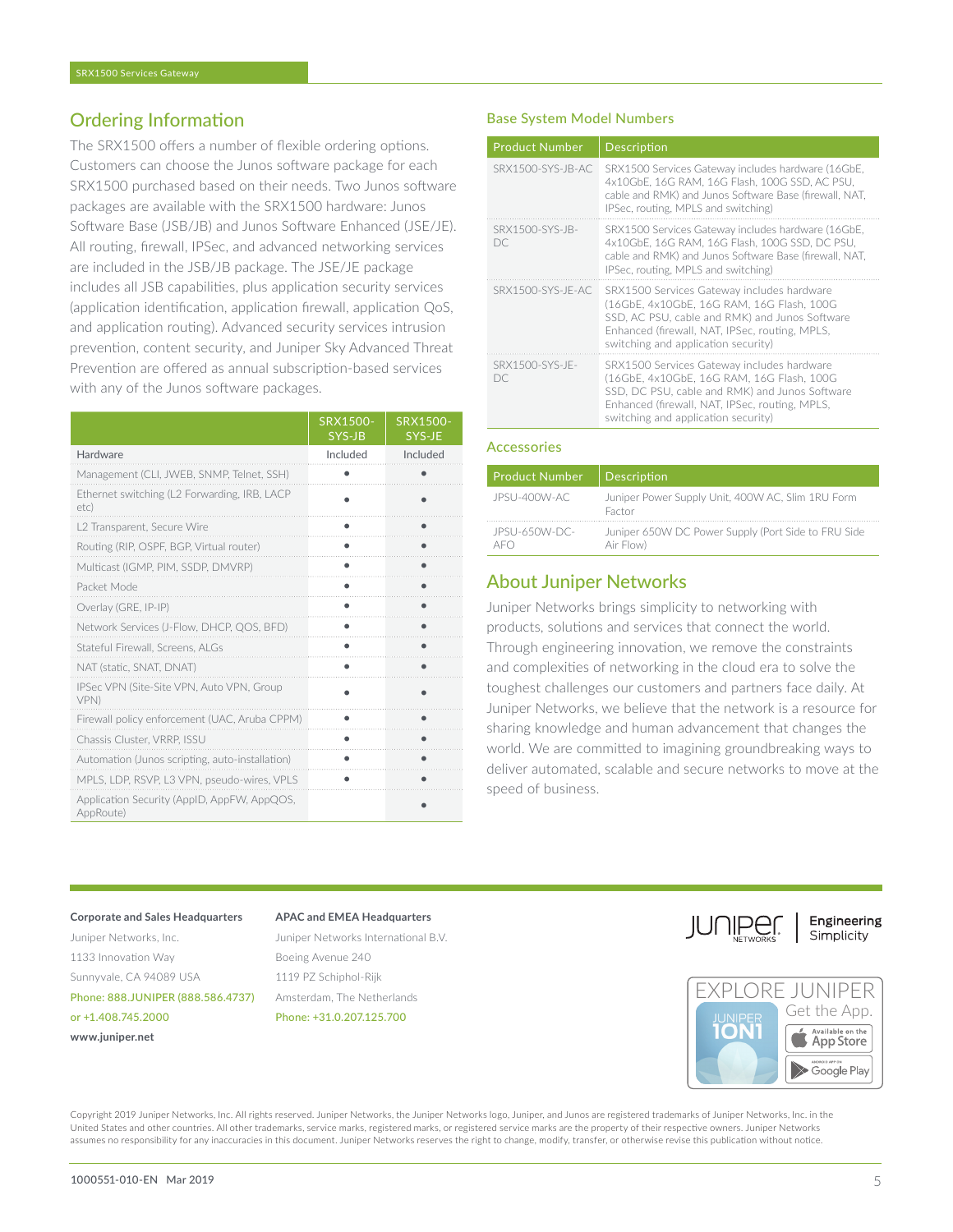## Ordering Information

The SRX1500 offers a number of flexible ordering options. Customers can choose the Junos software package for each SRX1500 purchased based on their needs. Two Junos software packages are available with the SRX1500 hardware: Junos Software Base (JSB/JB) and Junos Software Enhanced (JSE/JE). All routing, firewall, IPSec, and advanced networking services are included in the JSB/JB package. The JSE/JE package includes all JSB capabilities, plus application security services (application identification, application firewall, application QoS, and application routing). Advanced security services intrusion prevention, content security, and Juniper Sky Advanced Threat Prevention are offered as annual subscription-based services with any of the Junos software packages.

| | SRX1500-SYS-JB | SRX1500-SYS-JE |
|---|---|---|
| Hardware | Included | Included |
| Management (CLI, JWEB, SNMP, Telnet, SSH) | • | • |
| Ethernet switching (L2 Forwarding, IRB, LACP etc) | • | • |
| L2 Transparent, Secure Wire | • | • |
| Routing (RIP, OSPF, BGP, Virtual router) | • | • |
| Multicast (IGMP, PIM, SSDP, DMVRP) | • | • |
| Packet Mode | • | • |
| Overlay (GRE, IP-IP) | • | • |
| Network Services (J-Flow, DHCP, QOS, BFD) | • | • |
| Stateful Firewall, Screens, ALGs | • | • |
| NAT (static, SNAT, DNAT) | • | • |
| IPSec VPN (Site-Site VPN, Auto VPN, Group VPN) | • | • |
| Firewall policy enforcement (UAC, Aruba CPPM) | • | • |
| Chassis Cluster, VRRP, ISSU | • | • |
| Automation (Junos scripting, auto-installation) | • | • |
| MPLS, LDP, RSVP, L3 VPN, pseudo-wires, VPLS | • | • |
| Application Security (AppID, AppFW, AppQOS, AppRoute) | | • |

### Base System Model Numbers

| Product Number | Description |
|---|---|
| SRX1500-SYS-JB-AC | SRX1500 Services Gateway includes hardware (16GbE, 4x10GbE, 16G RAM, 16G Flash, 100G SSD, AC PSU, cable and RMK) and Junos Software Base (firewall, NAT, IPSec, routing, MPLS and switching) |
| SRX1500-SYS-JB-DC | SRX1500 Services Gateway includes hardware (16GbE, 4x10GbE, 16G RAM, 16G Flash, 100G SSD, DC PSU, cable and RMK) and Junos Software Base (firewall, NAT, IPSec, routing, MPLS and switching) |
| SRX1500-SYS-JE-AC | SRX1500 Services Gateway includes hardware (16GbE, 4x10GbE, 16G RAM, 16G Flash, 100G SSD, AC PSU, cable and RMK) and Junos Software Enhanced (firewall, NAT, IPSec, routing, MPLS, switching and application security) |
| SRX1500-SYS-JE-DC | SRX1500 Services Gateway includes hardware (16GbE, 4x10GbE, 16G RAM, 16G Flash, 100G SSD, DC PSU, cable and RMK) and Junos Software Enhanced (firewall, NAT, IPSec, routing, MPLS, switching and application security) |

### Accessories

| Product Number | Description |
|---|---|
| JPSU-400W-AC | Juniper Power Supply Unit, 400W AC, Slim 1RU Form Factor |
| JPSU-650W-DC-AFO | Juniper 650W DC Power Supply (Port Side to FRU Side Air Flow) |

## About Juniper Networks

Juniper Networks brings simplicity to networking with products, solutions and services that connect the world. Through engineering innovation, we remove the constraints and complexities of networking in the cloud era to solve the toughest challenges our customers and partners face daily. At Juniper Networks, we believe that the network is a resource for sharing knowledge and human advancement that changes the world. We are committed to imagining groundbreaking ways to deliver automated, scalable and secure networks to move at the speed of business.

**Corporate and Sales Headquarters**
Juniper Networks, Inc.
1133 Innovation Way
Sunnyvale, CA 94089 USA
Phone: 888.JUNIPER (888.586.4737)
or +1.408.745.2000
**www.juniper.net**

**APAC and EMEA Headquarters**
Juniper Networks International B.V.
Boeing Avenue 240
1119 PZ Schiphol-Rijk
Amsterdam, The Netherlands
Phone: +31.0.207.125.700

Engineering Simplicity

EXPLORE JUNIPER
Get the App.

Copyright 2019 Juniper Networks, Inc. All rights reserved. Juniper Networks, the Juniper Networks logo, Juniper, and Junos are registered trademarks of Juniper Networks, Inc. in the United States and other countries. All other trademarks, service marks, registered marks, or registered service marks are the property of their respective owners. Juniper Networks assumes no responsibility for any inaccuracies in this document. Juniper Networks reserves the right to change, modify, transfer, or otherwise revise this publication without notice.

1000551-010-EN Mar 2019